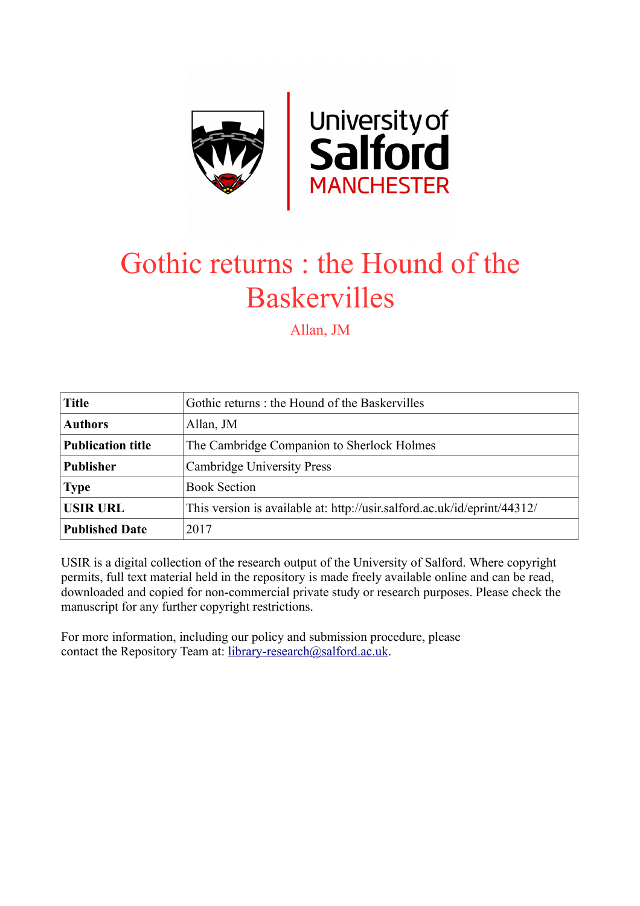# Gothic returns : the Hound of the Baskervilles

Allan, JM

| **Title** | Gothic returns : the Hound of the Baskervilles |
|---|---|
| **Authors** | Allan, JM |
| **Publication title** | The Cambridge Companion to Sherlock Holmes |
| **Publisher** | Cambridge University Press |
| **Type** | Book Section |
| **USIR URL** | This version is available at: http://usir.salford.ac.uk/id/eprint/44312/ |
| **Published Date** | 2017 |

USIR is a digital collection of the research output of the University of Salford. Where copyright permits, full text material held in the repository is made freely available online and can be read, downloaded and copied for non-commercial private study or research purposes. Please check the manuscript for any further copyright restrictions.

For more information, including our policy and submission procedure, please contact the Repository Team at: library-research@salford.ac.uk.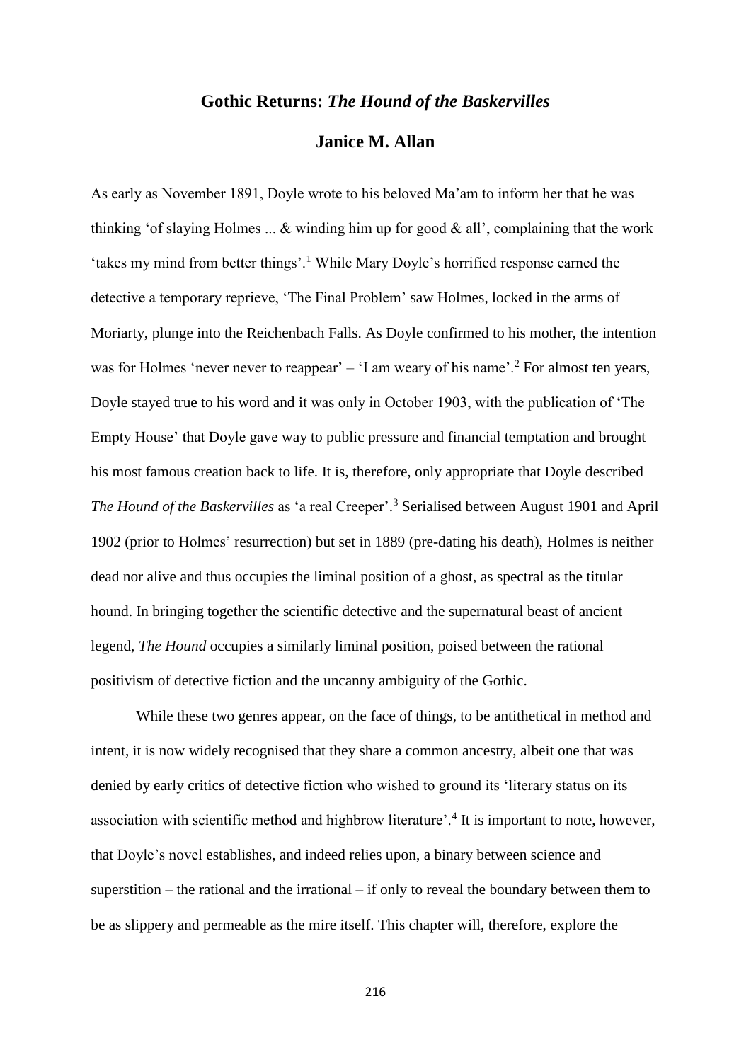# Gothic Returns: *The Hound of the Baskervilles*

## Janice M. Allan

As early as November 1891, Doyle wrote to his beloved Ma'am to inform her that he was thinking 'of slaying Holmes ... & winding him up for good & all', complaining that the work 'takes my mind from better things'.[1] While Mary Doyle's horrified response earned the detective a temporary reprieve, 'The Final Problem' saw Holmes, locked in the arms of Moriarty, plunge into the Reichenbach Falls. As Doyle confirmed to his mother, the intention was for Holmes 'never never to reappear' – 'I am weary of his name'.[2] For almost ten years, Doyle stayed true to his word and it was only in October 1903, with the publication of 'The Empty House' that Doyle gave way to public pressure and financial temptation and brought his most famous creation back to life. It is, therefore, only appropriate that Doyle described *The Hound of the Baskervilles* as 'a real Creeper'.[3] Serialised between August 1901 and April 1902 (prior to Holmes' resurrection) but set in 1889 (pre-dating his death), Holmes is neither dead nor alive and thus occupies the liminal position of a ghost, as spectral as the titular hound. In bringing together the scientific detective and the supernatural beast of ancient legend, *The Hound* occupies a similarly liminal position, poised between the rational positivism of detective fiction and the uncanny ambiguity of the Gothic.

While these two genres appear, on the face of things, to be antithetical in method and intent, it is now widely recognised that they share a common ancestry, albeit one that was denied by early critics of detective fiction who wished to ground its 'literary status on its association with scientific method and highbrow literature'.[4] It is important to note, however, that Doyle's novel establishes, and indeed relies upon, a binary between science and superstition – the rational and the irrational – if only to reveal the boundary between them to be as slippery and permeable as the mire itself. This chapter will, therefore, explore the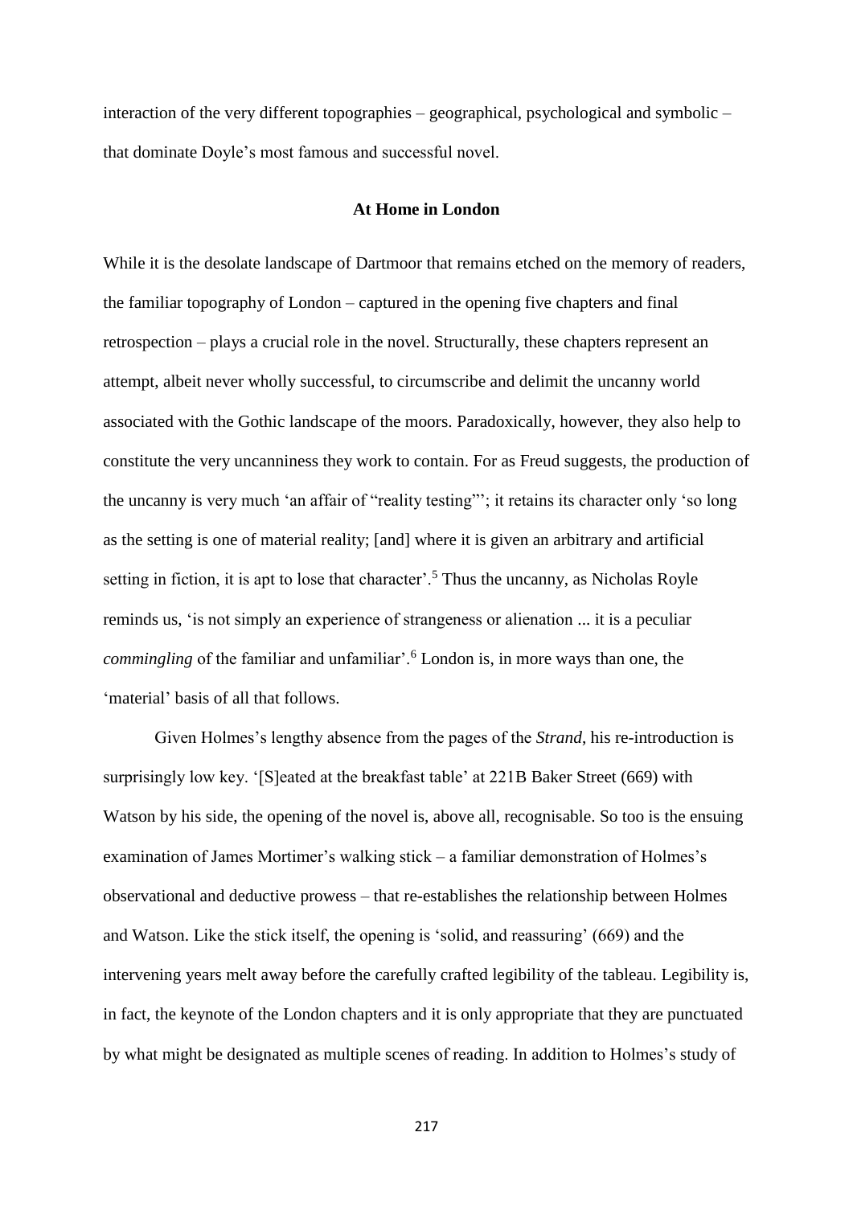interaction of the very different topographies – geographical, psychological and symbolic – that dominate Doyle's most famous and successful novel.

## At Home in London

While it is the desolate landscape of Dartmoor that remains etched on the memory of readers, the familiar topography of London – captured in the opening five chapters and final retrospection – plays a crucial role in the novel. Structurally, these chapters represent an attempt, albeit never wholly successful, to circumscribe and delimit the uncanny world associated with the Gothic landscape of the moors. Paradoxically, however, they also help to constitute the very uncanniness they work to contain. For as Freud suggests, the production of the uncanny is very much 'an affair of "reality testing"'; it retains its character only 'so long as the setting is one of material reality; [and] where it is given an arbitrary and artificial setting in fiction, it is apt to lose that character'.[5] Thus the uncanny, as Nicholas Royle reminds us, 'is not simply an experience of strangeness or alienation ... it is a peculiar *commingling* of the familiar and unfamiliar'.[6] London is, in more ways than one, the 'material' basis of all that follows.

Given Holmes's lengthy absence from the pages of the *Strand*, his re-introduction is surprisingly low key. '[S]eated at the breakfast table' at 221B Baker Street (669) with Watson by his side, the opening of the novel is, above all, recognisable. So too is the ensuing examination of James Mortimer's walking stick – a familiar demonstration of Holmes's observational and deductive prowess – that re-establishes the relationship between Holmes and Watson. Like the stick itself, the opening is 'solid, and reassuring' (669) and the intervening years melt away before the carefully crafted legibility of the tableau. Legibility is, in fact, the keynote of the London chapters and it is only appropriate that they are punctuated by what might be designated as multiple scenes of reading. In addition to Holmes's study of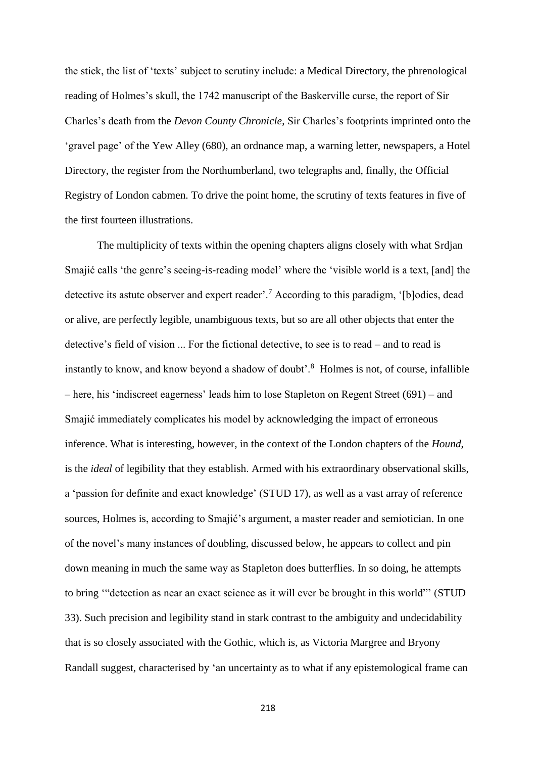the stick, the list of 'texts' subject to scrutiny include: a Medical Directory, the phrenological reading of Holmes's skull, the 1742 manuscript of the Baskerville curse, the report of Sir Charles's death from the *Devon County Chronicle*, Sir Charles's footprints imprinted onto the 'gravel page' of the Yew Alley (680), an ordnance map, a warning letter, newspapers, a Hotel Directory, the register from the Northumberland, two telegraphs and, finally, the Official Registry of London cabmen. To drive the point home, the scrutiny of texts features in five of the first fourteen illustrations.

The multiplicity of texts within the opening chapters aligns closely with what Srdjan Smajić calls 'the genre's seeing-is-reading model' where the 'visible world is a text, [and] the detective its astute observer and expert reader'.[7] According to this paradigm, '[b]odies, dead or alive, are perfectly legible, unambiguous texts, but so are all other objects that enter the detective's field of vision ... For the fictional detective, to see is to read – and to read is instantly to know, and know beyond a shadow of doubt'.[8] Holmes is not, of course, infallible – here, his 'indiscreet eagerness' leads him to lose Stapleton on Regent Street (691) – and Smajić immediately complicates his model by acknowledging the impact of erroneous inference. What is interesting, however, in the context of the London chapters of the *Hound*, is the *ideal* of legibility that they establish. Armed with his extraordinary observational skills, a 'passion for definite and exact knowledge' (STUD 17), as well as a vast array of reference sources, Holmes is, according to Smajić's argument, a master reader and semiotician. In one of the novel's many instances of doubling, discussed below, he appears to collect and pin down meaning in much the same way as Stapleton does butterflies. In so doing, he attempts to bring '"detection as near an exact science as it will ever be brought in this world"' (STUD 33). Such precision and legibility stand in stark contrast to the ambiguity and undecidability that is so closely associated with the Gothic, which is, as Victoria Margree and Bryony Randall suggest, characterised by 'an uncertainty as to what if any epistemological frame can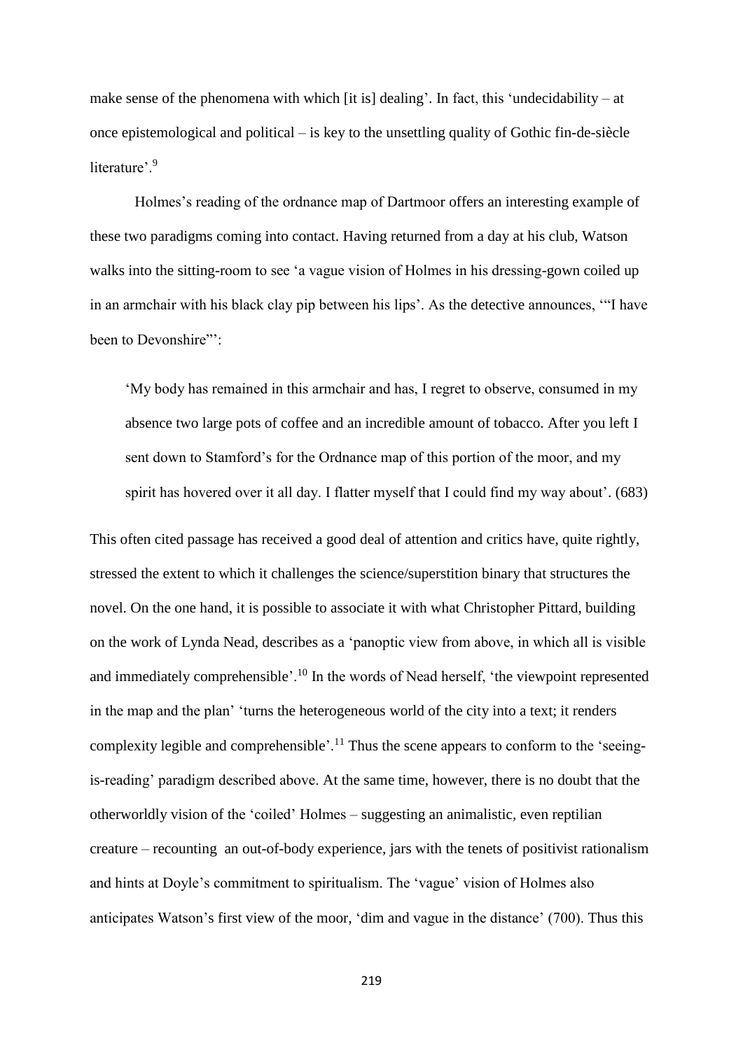make sense of the phenomena with which [it is] dealing'. In fact, this 'undecidability – at once epistemological and political – is key to the unsettling quality of Gothic fin-de-siècle literature'.[9]

Holmes's reading of the ordnance map of Dartmoor offers an interesting example of these two paradigms coming into contact. Having returned from a day at his club, Watson walks into the sitting-room to see 'a vague vision of Holmes in his dressing-gown coiled up in an armchair with his black clay pip between his lips'. As the detective announces, '"I have been to Devonshire"':

> 'My body has remained in this armchair and has, I regret to observe, consumed in my absence two large pots of coffee and an incredible amount of tobacco. After you left I sent down to Stamford's for the Ordnance map of this portion of the moor, and my spirit has hovered over it all day. I flatter myself that I could find my way about'. (683)

This often cited passage has received a good deal of attention and critics have, quite rightly, stressed the extent to which it challenges the science/superstition binary that structures the novel. On the one hand, it is possible to associate it with what Christopher Pittard, building on the work of Lynda Nead, describes as a 'panoptic view from above, in which all is visible and immediately comprehensible'.[10] In the words of Nead herself, 'the viewpoint represented in the map and the plan' 'turns the heterogeneous world of the city into a text; it renders complexity legible and comprehensible'.[11] Thus the scene appears to conform to the 'seeing-is-reading' paradigm described above. At the same time, however, there is no doubt that the otherworldly vision of the 'coiled' Holmes – suggesting an animalistic, even reptilian creature – recounting an out-of-body experience, jars with the tenets of positivist rationalism and hints at Doyle's commitment to spiritualism. The 'vague' vision of Holmes also anticipates Watson's first view of the moor, 'dim and vague in the distance' (700). Thus this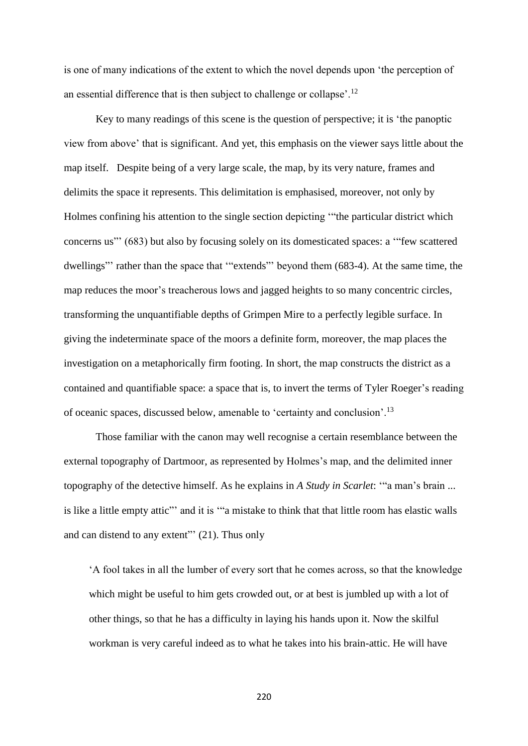is one of many indications of the extent to which the novel depends upon 'the perception of an essential difference that is then subject to challenge or collapse'.[12]

Key to many readings of this scene is the question of perspective; it is 'the panoptic view from above' that is significant. And yet, this emphasis on the viewer says little about the map itself. Despite being of a very large scale, the map, by its very nature, frames and delimits the space it represents. This delimitation is emphasised, moreover, not only by Holmes confining his attention to the single section depicting '"the particular district which concerns us"' (683) but also by focusing solely on its domesticated spaces: a '"few scattered dwellings"' rather than the space that '"extends"' beyond them (683-4). At the same time, the map reduces the moor's treacherous lows and jagged heights to so many concentric circles, transforming the unquantifiable depths of Grimpen Mire to a perfectly legible surface. In giving the indeterminate space of the moors a definite form, moreover, the map places the investigation on a metaphorically firm footing. In short, the map constructs the district as a contained and quantifiable space: a space that is, to invert the terms of Tyler Roeger's reading of oceanic spaces, discussed below, amenable to 'certainty and conclusion'.[13]

Those familiar with the canon may well recognise a certain resemblance between the external topography of Dartmoor, as represented by Holmes's map, and the delimited inner topography of the detective himself. As he explains in *A Study in Scarlet*: '"a man's brain ... is like a little empty attic"' and it is '"a mistake to think that that little room has elastic walls and can distend to any extent"' (21). Thus only

> 'A fool takes in all the lumber of every sort that he comes across, so that the knowledge which might be useful to him gets crowded out, or at best is jumbled up with a lot of other things, so that he has a difficulty in laying his hands upon it. Now the skilful workman is very careful indeed as to what he takes into his brain-attic. He will have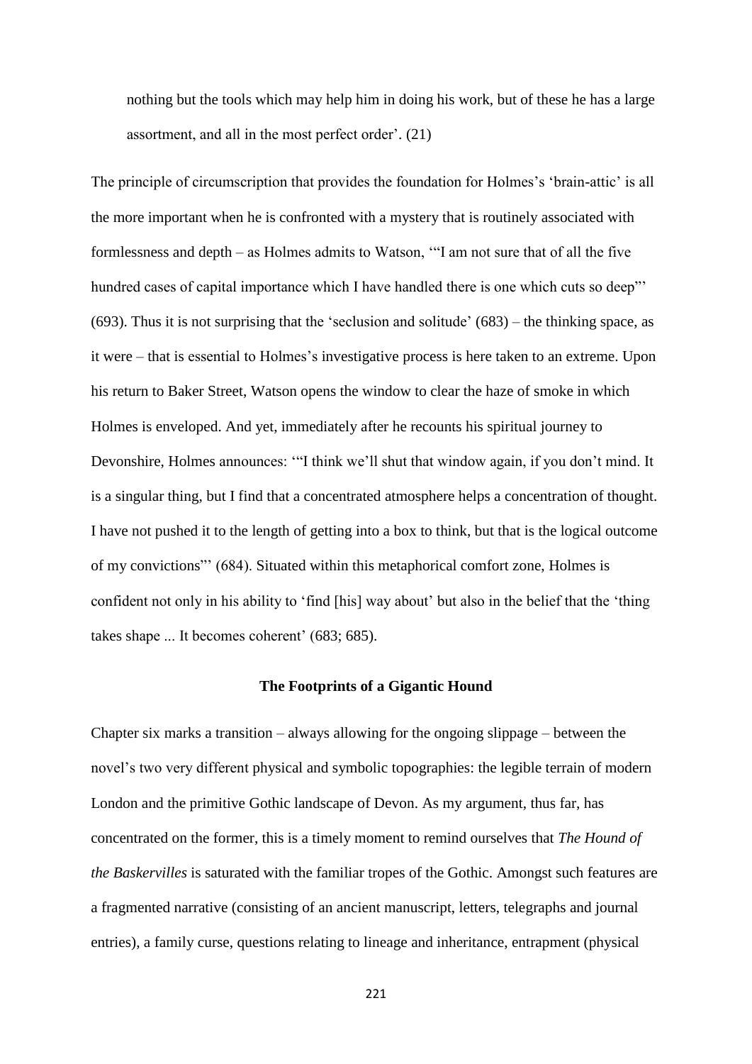nothing but the tools which may help him in doing his work, but of these he has a large assortment, and all in the most perfect order'. (21)

The principle of circumscription that provides the foundation for Holmes's 'brain-attic' is all the more important when he is confronted with a mystery that is routinely associated with formlessness and depth – as Holmes admits to Watson, '"I am not sure that of all the five hundred cases of capital importance which I have handled there is one which cuts so deep"' (693). Thus it is not surprising that the 'seclusion and solitude' (683) – the thinking space, as it were – that is essential to Holmes's investigative process is here taken to an extreme. Upon his return to Baker Street, Watson opens the window to clear the haze of smoke in which Holmes is enveloped. And yet, immediately after he recounts his spiritual journey to Devonshire, Holmes announces: '"I think we'll shut that window again, if you don't mind. It is a singular thing, but I find that a concentrated atmosphere helps a concentration of thought. I have not pushed it to the length of getting into a box to think, but that is the logical outcome of my convictions"' (684). Situated within this metaphorical comfort zone, Holmes is confident not only in his ability to 'find [his] way about' but also in the belief that the 'thing takes shape ... It becomes coherent' (683; 685).

## The Footprints of a Gigantic Hound

Chapter six marks a transition – always allowing for the ongoing slippage – between the novel's two very different physical and symbolic topographies: the legible terrain of modern London and the primitive Gothic landscape of Devon. As my argument, thus far, has concentrated on the former, this is a timely moment to remind ourselves that *The Hound of the Baskervilles* is saturated with the familiar tropes of the Gothic. Amongst such features are a fragmented narrative (consisting of an ancient manuscript, letters, telegraphs and journal entries), a family curse, questions relating to lineage and inheritance, entrapment (physical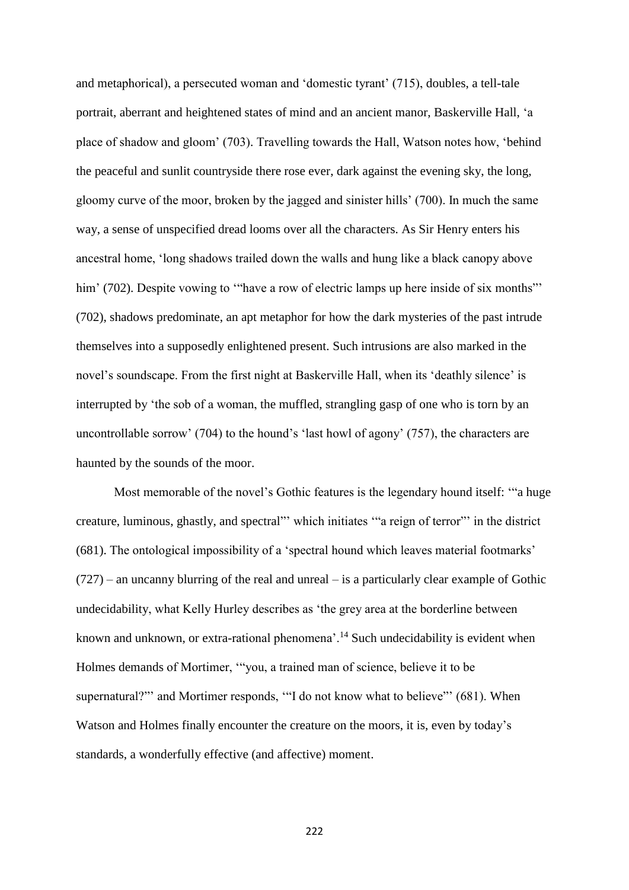and metaphorical), a persecuted woman and 'domestic tyrant' (715), doubles, a tell-tale portrait, aberrant and heightened states of mind and an ancient manor, Baskerville Hall, 'a place of shadow and gloom' (703). Travelling towards the Hall, Watson notes how, 'behind the peaceful and sunlit countryside there rose ever, dark against the evening sky, the long, gloomy curve of the moor, broken by the jagged and sinister hills' (700). In much the same way, a sense of unspecified dread looms over all the characters. As Sir Henry enters his ancestral home, 'long shadows trailed down the walls and hung like a black canopy above him' (702). Despite vowing to '"have a row of electric lamps up here inside of six months"' (702), shadows predominate, an apt metaphor for how the dark mysteries of the past intrude themselves into a supposedly enlightened present. Such intrusions are also marked in the novel's soundscape. From the first night at Baskerville Hall, when its 'deathly silence' is interrupted by 'the sob of a woman, the muffled, strangling gasp of one who is torn by an uncontrollable sorrow' (704) to the hound's 'last howl of agony' (757), the characters are haunted by the sounds of the moor.

Most memorable of the novel's Gothic features is the legendary hound itself: '"a huge creature, luminous, ghastly, and spectral"' which initiates '"a reign of terror"' in the district (681). The ontological impossibility of a 'spectral hound which leaves material footmarks' (727) – an uncanny blurring of the real and unreal – is a particularly clear example of Gothic undecidability, what Kelly Hurley describes as 'the grey area at the borderline between known and unknown, or extra-rational phenomena'.[14] Such undecidability is evident when Holmes demands of Mortimer, '"you, a trained man of science, believe it to be supernatural?"' and Mortimer responds, '"I do not know what to believe"' (681). When Watson and Holmes finally encounter the creature on the moors, it is, even by today's standards, a wonderfully effective (and affective) moment.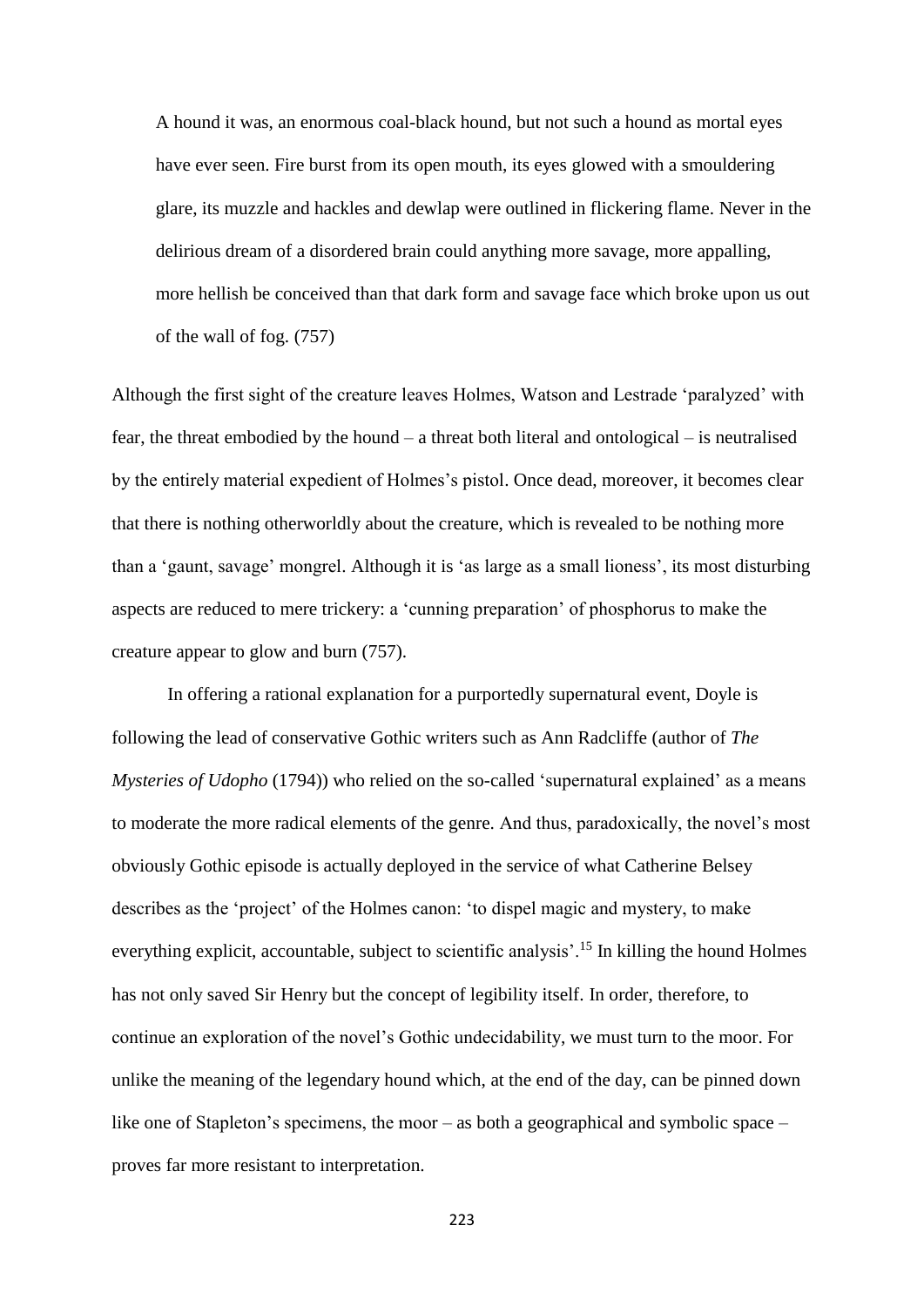> A hound it was, an enormous coal-black hound, but not such a hound as mortal eyes have ever seen. Fire burst from its open mouth, its eyes glowed with a smouldering glare, its muzzle and hackles and dewlap were outlined in flickering flame. Never in the delirious dream of a disordered brain could anything more savage, more appalling, more hellish be conceived than that dark form and savage face which broke upon us out of the wall of fog. (757)

Although the first sight of the creature leaves Holmes, Watson and Lestrade 'paralyzed' with fear, the threat embodied by the hound – a threat both literal and ontological – is neutralised by the entirely material expedient of Holmes's pistol. Once dead, moreover, it becomes clear that there is nothing otherworldly about the creature, which is revealed to be nothing more than a 'gaunt, savage' mongrel. Although it is 'as large as a small lioness', its most disturbing aspects are reduced to mere trickery: a 'cunning preparation' of phosphorus to make the creature appear to glow and burn (757).

In offering a rational explanation for a purportedly supernatural event, Doyle is following the lead of conservative Gothic writers such as Ann Radcliffe (author of *The Mysteries of Udopho* (1794)) who relied on the so-called 'supernatural explained' as a means to moderate the more radical elements of the genre. And thus, paradoxically, the novel's most obviously Gothic episode is actually deployed in the service of what Catherine Belsey describes as the 'project' of the Holmes canon: 'to dispel magic and mystery, to make everything explicit, accountable, subject to scientific analysis'.[15] In killing the hound Holmes has not only saved Sir Henry but the concept of legibility itself. In order, therefore, to continue an exploration of the novel's Gothic undecidability, we must turn to the moor. For unlike the meaning of the legendary hound which, at the end of the day, can be pinned down like one of Stapleton's specimens, the moor – as both a geographical and symbolic space – proves far more resistant to interpretation.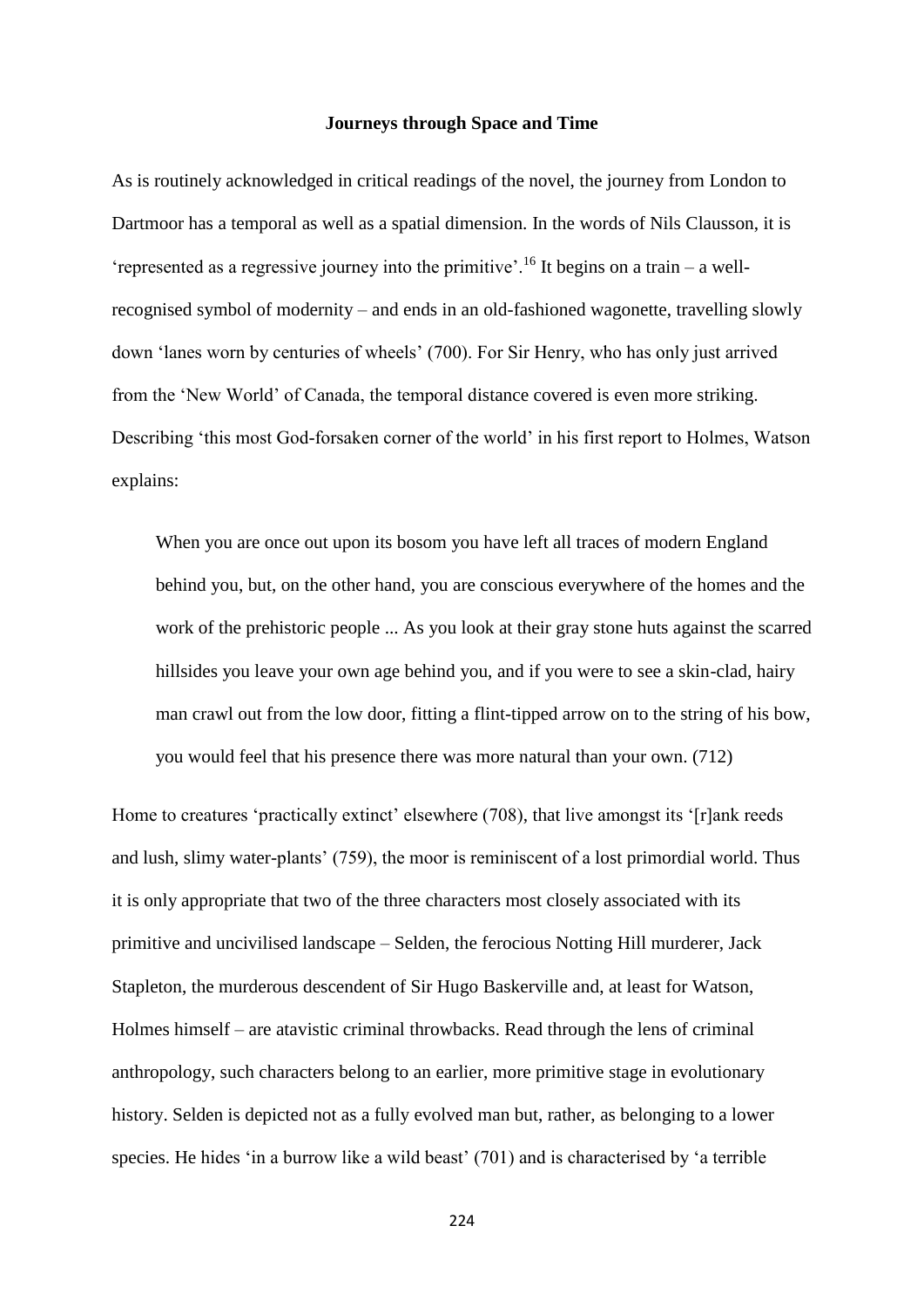## Journeys through Space and Time

As is routinely acknowledged in critical readings of the novel, the journey from London to Dartmoor has a temporal as well as a spatial dimension. In the words of Nils Clausson, it is 'represented as a regressive journey into the primitive'.[16] It begins on a train – a well-recognised symbol of modernity – and ends in an old-fashioned wagonette, travelling slowly down 'lanes worn by centuries of wheels' (700). For Sir Henry, who has only just arrived from the 'New World' of Canada, the temporal distance covered is even more striking. Describing 'this most God-forsaken corner of the world' in his first report to Holmes, Watson explains:

> When you are once out upon its bosom you have left all traces of modern England behind you, but, on the other hand, you are conscious everywhere of the homes and the work of the prehistoric people ... As you look at their gray stone huts against the scarred hillsides you leave your own age behind you, and if you were to see a skin-clad, hairy man crawl out from the low door, fitting a flint-tipped arrow on to the string of his bow, you would feel that his presence there was more natural than your own. (712)

Home to creatures 'practically extinct' elsewhere (708), that live amongst its '[r]ank reeds and lush, slimy water-plants' (759), the moor is reminiscent of a lost primordial world. Thus it is only appropriate that two of the three characters most closely associated with its primitive and uncivilised landscape – Selden, the ferocious Notting Hill murderer, Jack Stapleton, the murderous descendent of Sir Hugo Baskerville and, at least for Watson, Holmes himself – are atavistic criminal throwbacks. Read through the lens of criminal anthropology, such characters belong to an earlier, more primitive stage in evolutionary history. Selden is depicted not as a fully evolved man but, rather, as belonging to a lower species. He hides 'in a burrow like a wild beast' (701) and is characterised by 'a terrible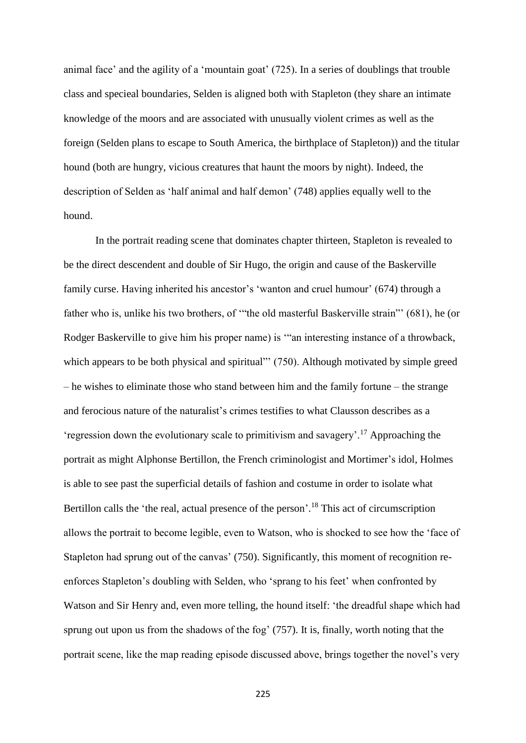animal face' and the agility of a 'mountain goat' (725). In a series of doublings that trouble class and specieal boundaries, Selden is aligned both with Stapleton (they share an intimate knowledge of the moors and are associated with unusually violent crimes as well as the foreign (Selden plans to escape to South America, the birthplace of Stapleton)) and the titular hound (both are hungry, vicious creatures that haunt the moors by night). Indeed, the description of Selden as 'half animal and half demon' (748) applies equally well to the hound.

In the portrait reading scene that dominates chapter thirteen, Stapleton is revealed to be the direct descendent and double of Sir Hugo, the origin and cause of the Baskerville family curse. Having inherited his ancestor's 'wanton and cruel humour' (674) through a father who is, unlike his two brothers, of '"the old masterful Baskerville strain"' (681), he (or Rodger Baskerville to give him his proper name) is '"an interesting instance of a throwback, which appears to be both physical and spiritual"' (750). Although motivated by simple greed – he wishes to eliminate those who stand between him and the family fortune – the strange and ferocious nature of the naturalist's crimes testifies to what Clausson describes as a 'regression down the evolutionary scale to primitivism and savagery'.[17] Approaching the portrait as might Alphonse Bertillon, the French criminologist and Mortimer's idol, Holmes is able to see past the superficial details of fashion and costume in order to isolate what Bertillon calls the 'the real, actual presence of the person'.[18] This act of circumscription allows the portrait to become legible, even to Watson, who is shocked to see how the 'face of Stapleton had sprung out of the canvas' (750). Significantly, this moment of recognition re-enforces Stapleton's doubling with Selden, who 'sprang to his feet' when confronted by Watson and Sir Henry and, even more telling, the hound itself: 'the dreadful shape which had sprung out upon us from the shadows of the fog' (757). It is, finally, worth noting that the portrait scene, like the map reading episode discussed above, brings together the novel's very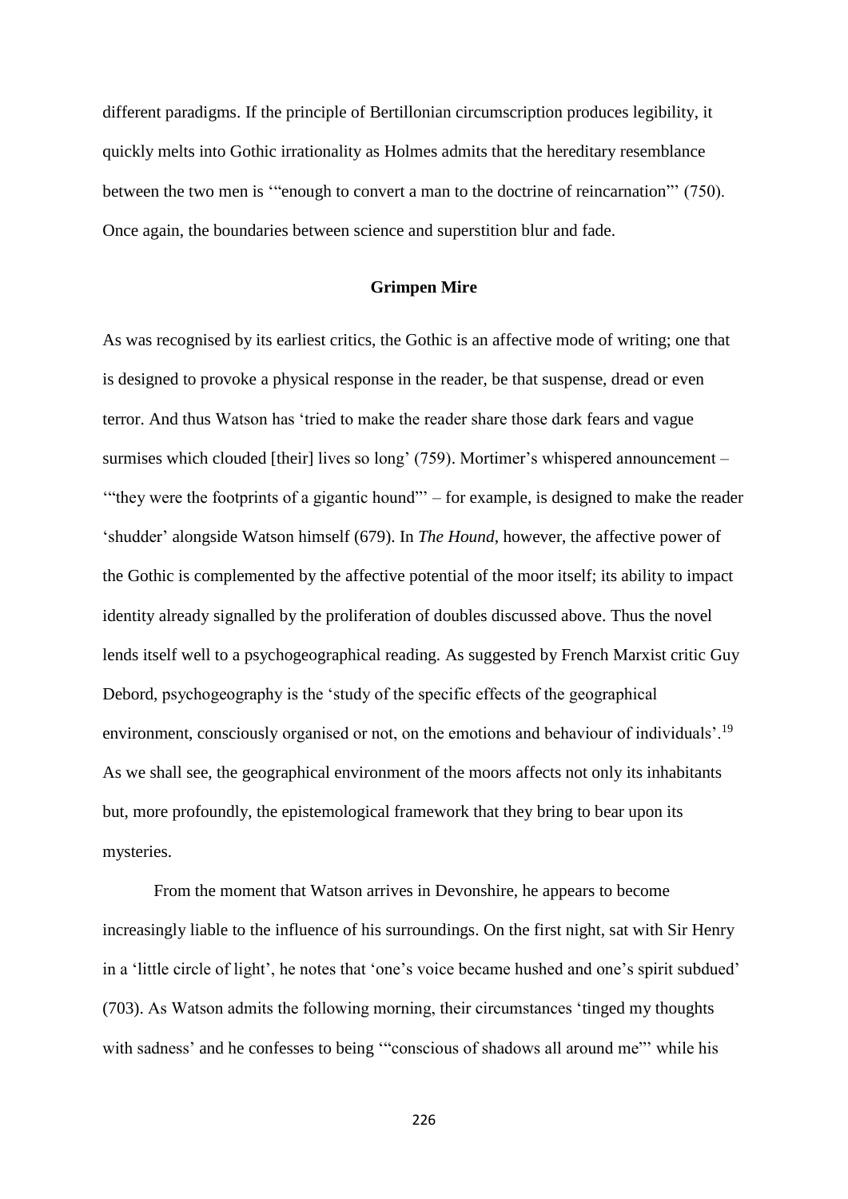different paradigms. If the principle of Bertillonian circumscription produces legibility, it quickly melts into Gothic irrationality as Holmes admits that the hereditary resemblance between the two men is '"enough to convert a man to the doctrine of reincarnation"' (750). Once again, the boundaries between science and superstition blur and fade.

## Grimpen Mire

As was recognised by its earliest critics, the Gothic is an affective mode of writing; one that is designed to provoke a physical response in the reader, be that suspense, dread or even terror. And thus Watson has 'tried to make the reader share those dark fears and vague surmises which clouded [their] lives so long' (759). Mortimer's whispered announcement – '"they were the footprints of a gigantic hound"' – for example, is designed to make the reader 'shudder' alongside Watson himself (679). In *The Hound*, however, the affective power of the Gothic is complemented by the affective potential of the moor itself; its ability to impact identity already signalled by the proliferation of doubles discussed above. Thus the novel lends itself well to a psychogeographical reading. As suggested by French Marxist critic Guy Debord, psychogeography is the 'study of the specific effects of the geographical environment, consciously organised or not, on the emotions and behaviour of individuals'.[19] As we shall see, the geographical environment of the moors affects not only its inhabitants but, more profoundly, the epistemological framework that they bring to bear upon its mysteries.

From the moment that Watson arrives in Devonshire, he appears to become increasingly liable to the influence of his surroundings. On the first night, sat with Sir Henry in a 'little circle of light', he notes that 'one's voice became hushed and one's spirit subdued' (703). As Watson admits the following morning, their circumstances 'tinged my thoughts with sadness' and he confesses to being '"conscious of shadows all around me"' while his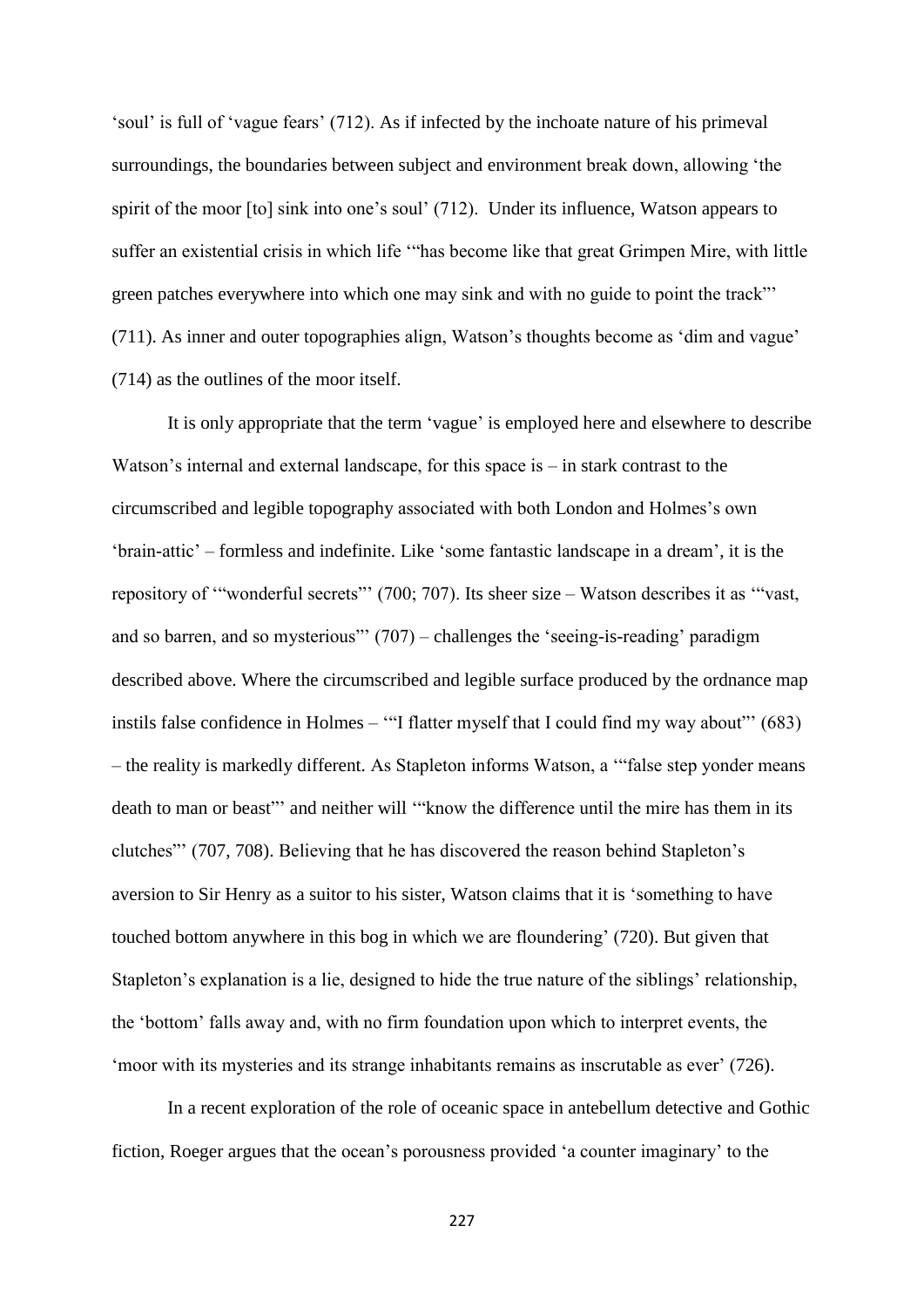'soul' is full of 'vague fears' (712). As if infected by the inchoate nature of his primeval surroundings, the boundaries between subject and environment break down, allowing 'the spirit of the moor [to] sink into one's soul' (712). Under its influence, Watson appears to suffer an existential crisis in which life '"has become like that great Grimpen Mire, with little green patches everywhere into which one may sink and with no guide to point the track"' (711). As inner and outer topographies align, Watson's thoughts become as 'dim and vague' (714) as the outlines of the moor itself.

It is only appropriate that the term 'vague' is employed here and elsewhere to describe Watson's internal and external landscape, for this space is – in stark contrast to the circumscribed and legible topography associated with both London and Holmes's own 'brain-attic' – formless and indefinite. Like 'some fantastic landscape in a dream', it is the repository of '"wonderful secrets"' (700; 707). Its sheer size – Watson describes it as '"vast, and so barren, and so mysterious"' (707) – challenges the 'seeing-is-reading' paradigm described above. Where the circumscribed and legible surface produced by the ordnance map instils false confidence in Holmes – '"I flatter myself that I could find my way about"' (683) – the reality is markedly different. As Stapleton informs Watson, a '"false step yonder means death to man or beast"' and neither will '"know the difference until the mire has them in its clutches"' (707, 708). Believing that he has discovered the reason behind Stapleton's aversion to Sir Henry as a suitor to his sister, Watson claims that it is 'something to have touched bottom anywhere in this bog in which we are floundering' (720). But given that Stapleton's explanation is a lie, designed to hide the true nature of the siblings' relationship, the 'bottom' falls away and, with no firm foundation upon which to interpret events, the 'moor with its mysteries and its strange inhabitants remains as inscrutable as ever' (726).

In a recent exploration of the role of oceanic space in antebellum detective and Gothic fiction, Roeger argues that the ocean's porousness provided 'a counter imaginary' to the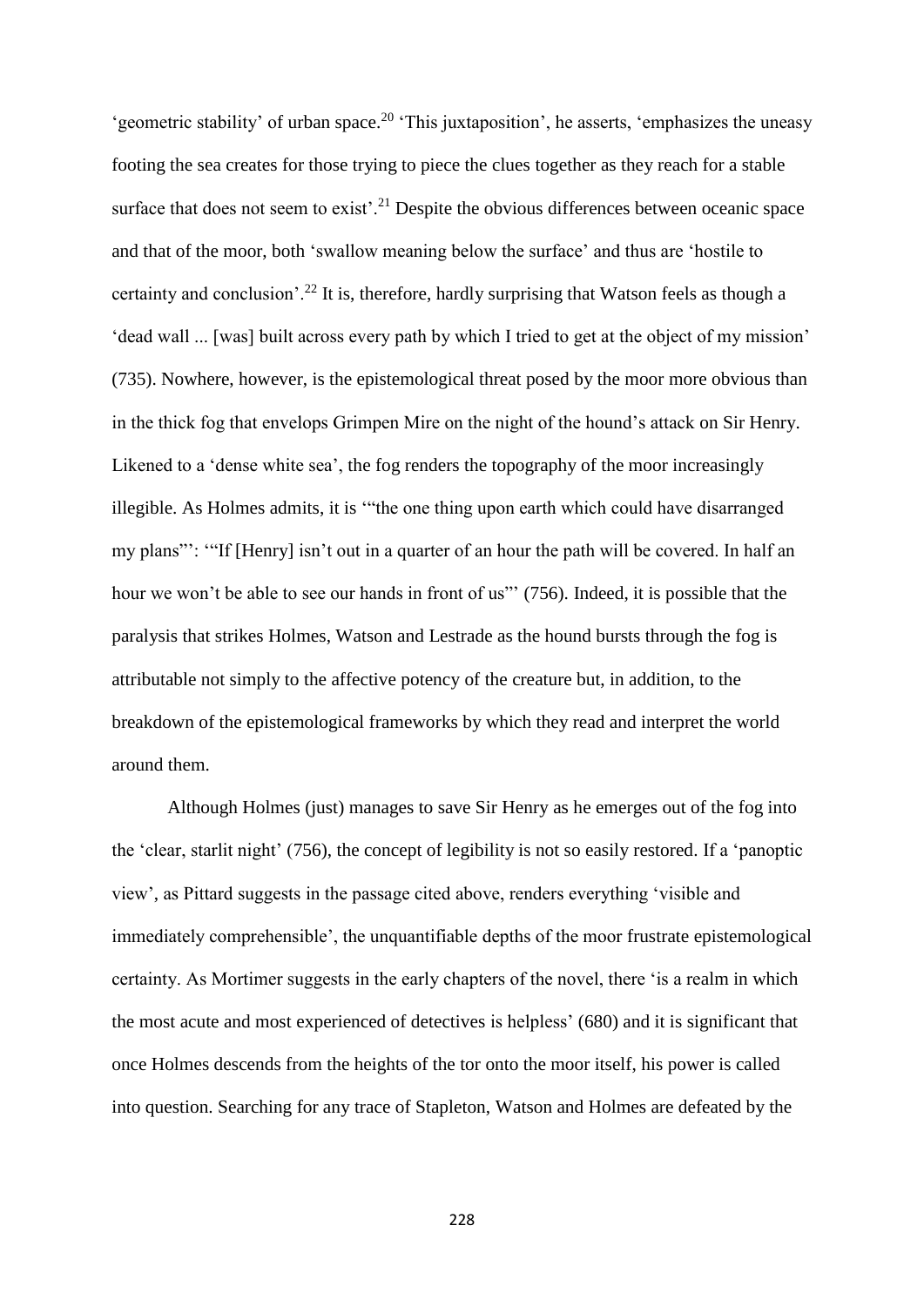'geometric stability' of urban space.[20] 'This juxtaposition', he asserts, 'emphasizes the uneasy footing the sea creates for those trying to piece the clues together as they reach for a stable surface that does not seem to exist'.[21] Despite the obvious differences between oceanic space and that of the moor, both 'swallow meaning below the surface' and thus are 'hostile to certainty and conclusion'.[22] It is, therefore, hardly surprising that Watson feels as though a 'dead wall ... [was] built across every path by which I tried to get at the object of my mission' (735). Nowhere, however, is the epistemological threat posed by the moor more obvious than in the thick fog that envelops Grimpen Mire on the night of the hound's attack on Sir Henry. Likened to a 'dense white sea', the fog renders the topography of the moor increasingly illegible. As Holmes admits, it is '"the one thing upon earth which could have disarranged my plans"': '"If [Henry] isn't out in a quarter of an hour the path will be covered. In half an hour we won't be able to see our hands in front of us"' (756). Indeed, it is possible that the paralysis that strikes Holmes, Watson and Lestrade as the hound bursts through the fog is attributable not simply to the affective potency of the creature but, in addition, to the breakdown of the epistemological frameworks by which they read and interpret the world around them.

Although Holmes (just) manages to save Sir Henry as he emerges out of the fog into the 'clear, starlit night' (756), the concept of legibility is not so easily restored. If a 'panoptic view', as Pittard suggests in the passage cited above, renders everything 'visible and immediately comprehensible', the unquantifiable depths of the moor frustrate epistemological certainty. As Mortimer suggests in the early chapters of the novel, there 'is a realm in which the most acute and most experienced of detectives is helpless' (680) and it is significant that once Holmes descends from the heights of the tor onto the moor itself, his power is called into question. Searching for any trace of Stapleton, Watson and Holmes are defeated by the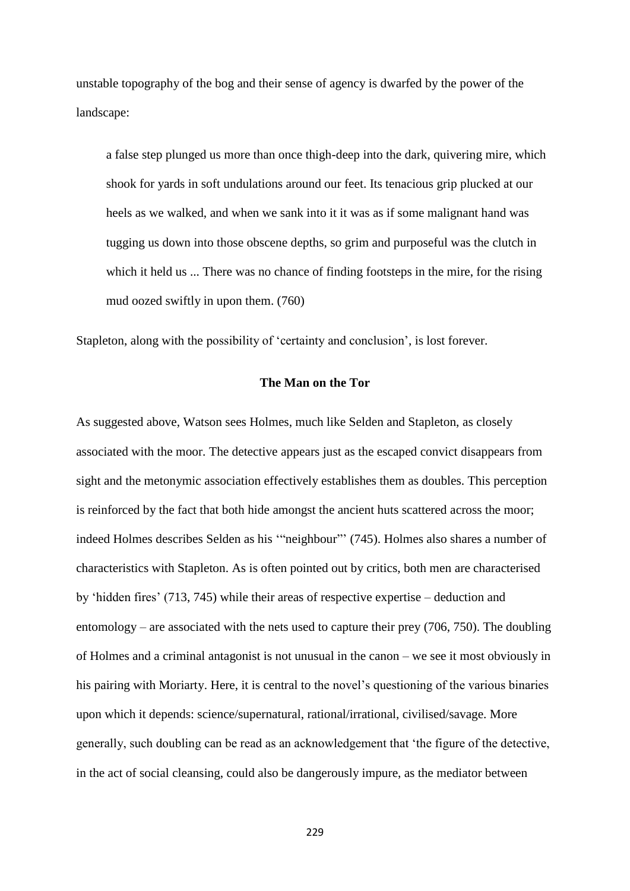unstable topography of the bog and their sense of agency is dwarfed by the power of the landscape:

> a false step plunged us more than once thigh-deep into the dark, quivering mire, which shook for yards in soft undulations around our feet. Its tenacious grip plucked at our heels as we walked, and when we sank into it it was as if some malignant hand was tugging us down into those obscene depths, so grim and purposeful was the clutch in which it held us ... There was no chance of finding footsteps in the mire, for the rising mud oozed swiftly in upon them. (760)

Stapleton, along with the possibility of 'certainty and conclusion', is lost forever.

## The Man on the Tor

As suggested above, Watson sees Holmes, much like Selden and Stapleton, as closely associated with the moor. The detective appears just as the escaped convict disappears from sight and the metonymic association effectively establishes them as doubles. This perception is reinforced by the fact that both hide amongst the ancient huts scattered across the moor; indeed Holmes describes Selden as his '"neighbour"' (745). Holmes also shares a number of characteristics with Stapleton. As is often pointed out by critics, both men are characterised by 'hidden fires' (713, 745) while their areas of respective expertise – deduction and entomology – are associated with the nets used to capture their prey (706, 750). The doubling of Holmes and a criminal antagonist is not unusual in the canon – we see it most obviously in his pairing with Moriarty. Here, it is central to the novel's questioning of the various binaries upon which it depends: science/supernatural, rational/irrational, civilised/savage. More generally, such doubling can be read as an acknowledgement that 'the figure of the detective, in the act of social cleansing, could also be dangerously impure, as the mediator between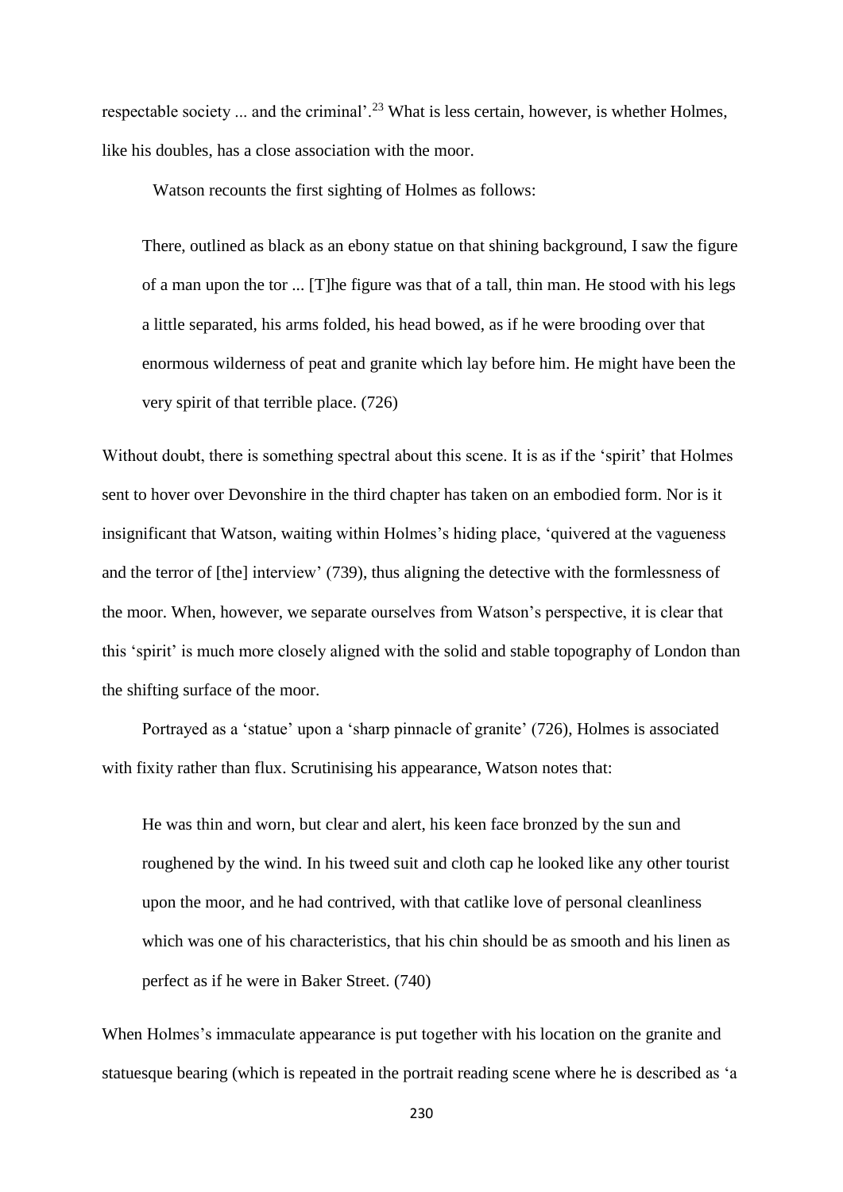respectable society ... and the criminal'.[23] What is less certain, however, is whether Holmes, like his doubles, has a close association with the moor.

Watson recounts the first sighting of Holmes as follows:

> There, outlined as black as an ebony statue on that shining background, I saw the figure of a man upon the tor ... [T]he figure was that of a tall, thin man. He stood with his legs a little separated, his arms folded, his head bowed, as if he were brooding over that enormous wilderness of peat and granite which lay before him. He might have been the very spirit of that terrible place. (726)

Without doubt, there is something spectral about this scene. It is as if the 'spirit' that Holmes sent to hover over Devonshire in the third chapter has taken on an embodied form. Nor is it insignificant that Watson, waiting within Holmes's hiding place, 'quivered at the vagueness and the terror of [the] interview' (739), thus aligning the detective with the formlessness of the moor. When, however, we separate ourselves from Watson's perspective, it is clear that this 'spirit' is much more closely aligned with the solid and stable topography of London than the shifting surface of the moor.

Portrayed as a 'statue' upon a 'sharp pinnacle of granite' (726), Holmes is associated with fixity rather than flux. Scrutinising his appearance, Watson notes that:

> He was thin and worn, but clear and alert, his keen face bronzed by the sun and roughened by the wind. In his tweed suit and cloth cap he looked like any other tourist upon the moor, and he had contrived, with that catlike love of personal cleanliness which was one of his characteristics, that his chin should be as smooth and his linen as perfect as if he were in Baker Street. (740)

When Holmes's immaculate appearance is put together with his location on the granite and statuesque bearing (which is repeated in the portrait reading scene where he is described as 'a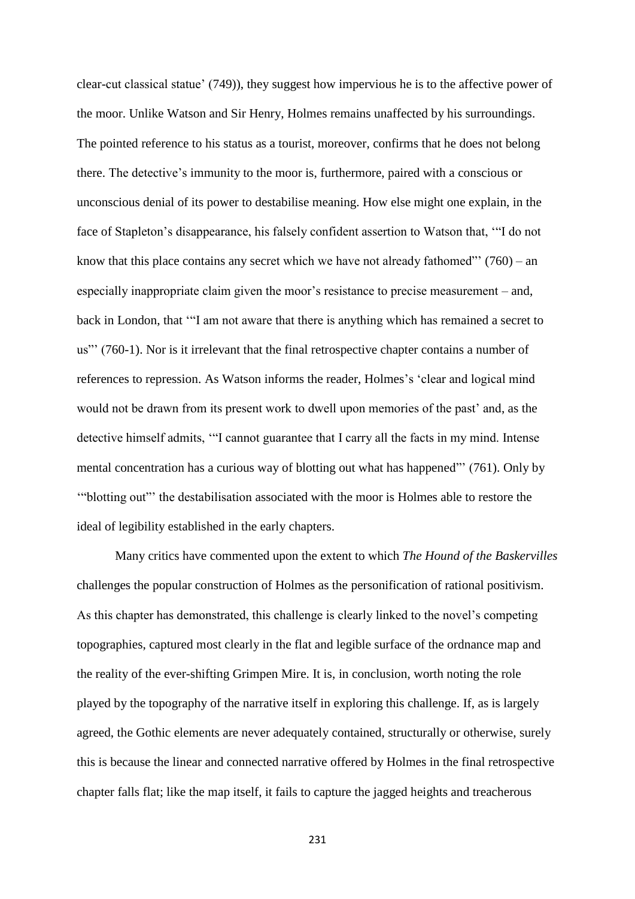clear-cut classical statue' (749)), they suggest how impervious he is to the affective power of the moor. Unlike Watson and Sir Henry, Holmes remains unaffected by his surroundings. The pointed reference to his status as a tourist, moreover, confirms that he does not belong there. The detective's immunity to the moor is, furthermore, paired with a conscious or unconscious denial of its power to destabilise meaning. How else might one explain, in the face of Stapleton's disappearance, his falsely confident assertion to Watson that, '"I do not know that this place contains any secret which we have not already fathomed"' (760) – an especially inappropriate claim given the moor's resistance to precise measurement – and, back in London, that '"I am not aware that there is anything which has remained a secret to us"' (760-1). Nor is it irrelevant that the final retrospective chapter contains a number of references to repression. As Watson informs the reader, Holmes's 'clear and logical mind would not be drawn from its present work to dwell upon memories of the past' and, as the detective himself admits, '"I cannot guarantee that I carry all the facts in my mind. Intense mental concentration has a curious way of blotting out what has happened"' (761). Only by '"blotting out"' the destabilisation associated with the moor is Holmes able to restore the ideal of legibility established in the early chapters.

Many critics have commented upon the extent to which *The Hound of the Baskervilles* challenges the popular construction of Holmes as the personification of rational positivism. As this chapter has demonstrated, this challenge is clearly linked to the novel's competing topographies, captured most clearly in the flat and legible surface of the ordnance map and the reality of the ever-shifting Grimpen Mire. It is, in conclusion, worth noting the role played by the topography of the narrative itself in exploring this challenge. If, as is largely agreed, the Gothic elements are never adequately contained, structurally or otherwise, surely this is because the linear and connected narrative offered by Holmes in the final retrospective chapter falls flat; like the map itself, it fails to capture the jagged heights and treacherous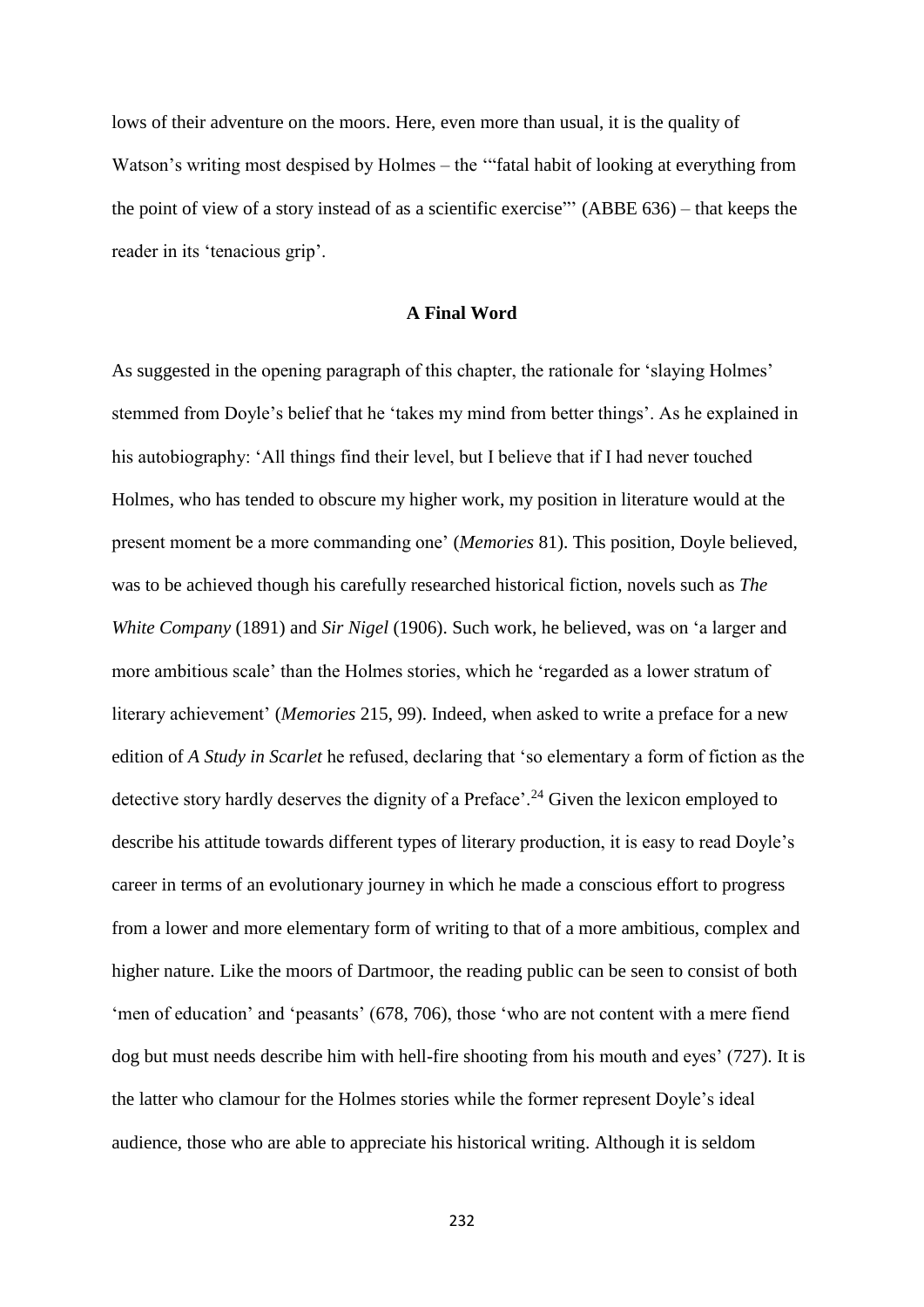lows of their adventure on the moors. Here, even more than usual, it is the quality of Watson's writing most despised by Holmes – the '"fatal habit of looking at everything from the point of view of a story instead of as a scientific exercise"' (ABBE 636) – that keeps the reader in its 'tenacious grip'.

## A Final Word

As suggested in the opening paragraph of this chapter, the rationale for 'slaying Holmes' stemmed from Doyle's belief that he 'takes my mind from better things'. As he explained in his autobiography: 'All things find their level, but I believe that if I had never touched Holmes, who has tended to obscure my higher work, my position in literature would at the present moment be a more commanding one' (*Memories* 81). This position, Doyle believed, was to be achieved though his carefully researched historical fiction, novels such as *The White Company* (1891) and *Sir Nigel* (1906). Such work, he believed, was on 'a larger and more ambitious scale' than the Holmes stories, which he 'regarded as a lower stratum of literary achievement' (*Memories* 215, 99). Indeed, when asked to write a preface for a new edition of *A Study in Scarlet* he refused, declaring that 'so elementary a form of fiction as the detective story hardly deserves the dignity of a Preface'.[24] Given the lexicon employed to describe his attitude towards different types of literary production, it is easy to read Doyle's career in terms of an evolutionary journey in which he made a conscious effort to progress from a lower and more elementary form of writing to that of a more ambitious, complex and higher nature. Like the moors of Dartmoor, the reading public can be seen to consist of both 'men of education' and 'peasants' (678, 706), those 'who are not content with a mere fiend dog but must needs describe him with hell-fire shooting from his mouth and eyes' (727). It is the latter who clamour for the Holmes stories while the former represent Doyle's ideal audience, those who are able to appreciate his historical writing. Although it is seldom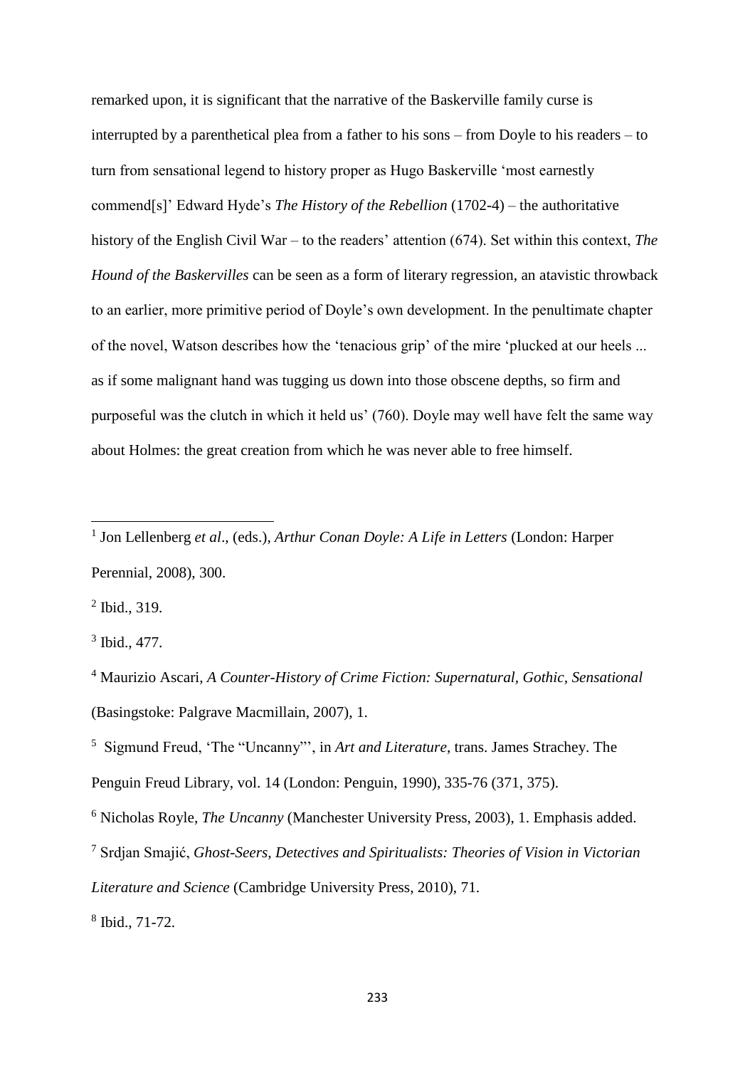remarked upon, it is significant that the narrative of the Baskerville family curse is interrupted by a parenthetical plea from a father to his sons – from Doyle to his readers – to turn from sensational legend to history proper as Hugo Baskerville 'most earnestly commend[s]' Edward Hyde's *The History of the Rebellion* (1702-4) – the authoritative history of the English Civil War – to the readers' attention (674). Set within this context, *The Hound of the Baskervilles* can be seen as a form of literary regression, an atavistic throwback to an earlier, more primitive period of Doyle's own development. In the penultimate chapter of the novel, Watson describes how the 'tenacious grip' of the mire 'plucked at our heels ... as if some malignant hand was tugging us down into those obscene depths, so firm and purposeful was the clutch in which it held us' (760). Doyle may well have felt the same way about Holmes: the great creation from which he was never able to free himself.

---

[1] Jon Lellenberg *et al*., (eds.), *Arthur Conan Doyle: A Life in Letters* (London: Harper Perennial, 2008), 300.

[2] Ibid., 319.

[3] Ibid., 477.

[4] Maurizio Ascari, *A Counter-History of Crime Fiction: Supernatural, Gothic, Sensational* (Basingstoke: Palgrave Macmillain, 2007), 1.

[5] Sigmund Freud, 'The "Uncanny"', in *Art and Literature*, trans. James Strachey. The Penguin Freud Library, vol. 14 (London: Penguin, 1990), 335-76 (371, 375).

[6] Nicholas Royle, *The Uncanny* (Manchester University Press, 2003), 1. Emphasis added.

[7] Srdjan Smajić, *Ghost-Seers, Detectives and Spiritualists: Theories of Vision in Victorian Literature and Science* (Cambridge University Press, 2010), 71.

[8] Ibid., 71-72.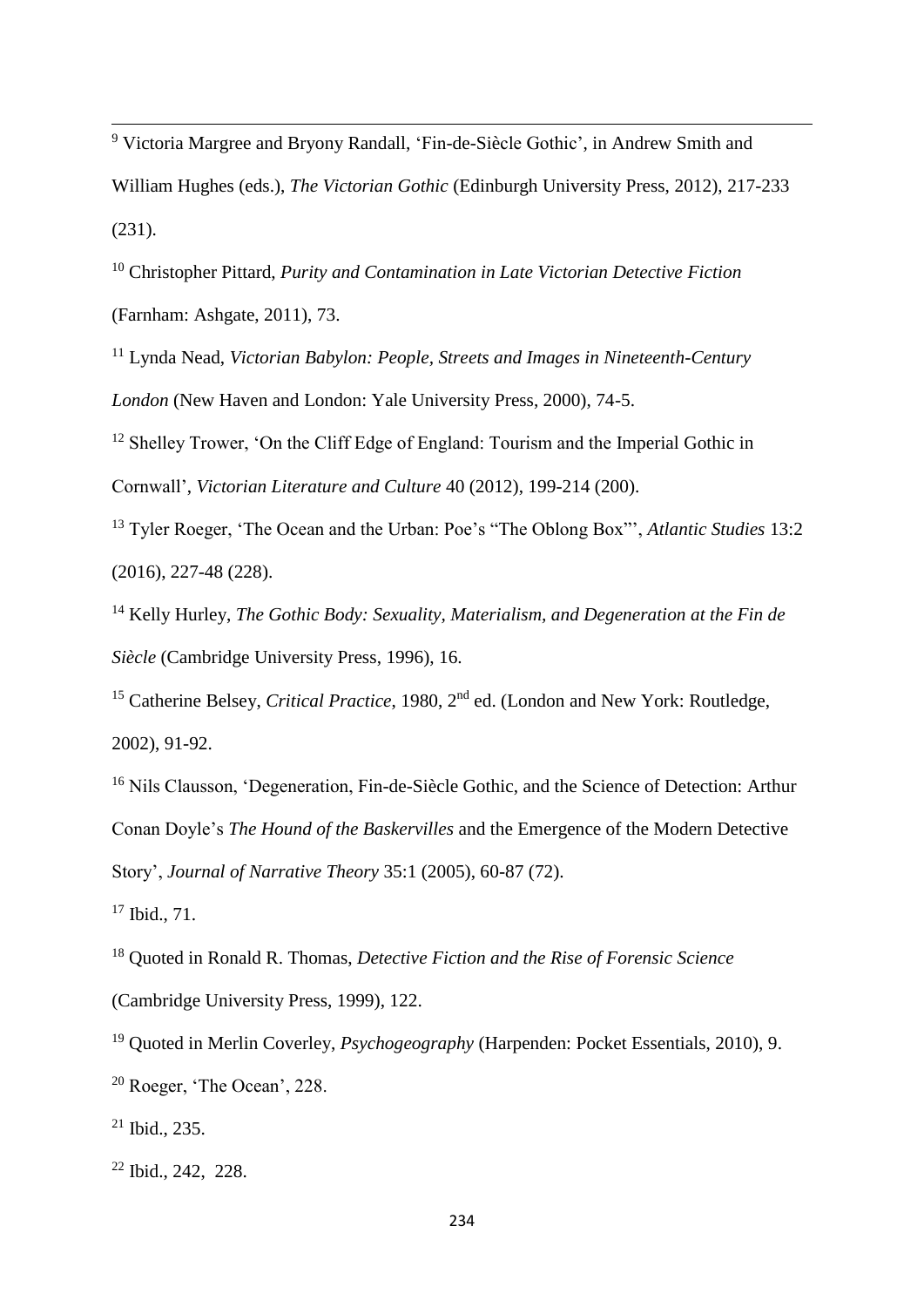[9] Victoria Margree and Bryony Randall, 'Fin-de-Siècle Gothic', in Andrew Smith and William Hughes (eds.), *The Victorian Gothic* (Edinburgh University Press, 2012), 217-233 (231).

[10] Christopher Pittard, *Purity and Contamination in Late Victorian Detective Fiction* (Farnham: Ashgate, 2011), 73.

[11] Lynda Nead, *Victorian Babylon: People, Streets and Images in Nineteenth-Century London* (New Haven and London: Yale University Press, 2000), 74-5.

[12] Shelley Trower, 'On the Cliff Edge of England: Tourism and the Imperial Gothic in Cornwall', *Victorian Literature and Culture* 40 (2012), 199-214 (200).

[13] Tyler Roeger, 'The Ocean and the Urban: Poe's "The Oblong Box"', *Atlantic Studies* 13:2 (2016), 227-48 (228).

[14] Kelly Hurley, *The Gothic Body: Sexuality, Materialism, and Degeneration at the Fin de Siècle* (Cambridge University Press, 1996), 16.

[15] Catherine Belsey, *Critical Practice*, 1980, 2nd ed. (London and New York: Routledge, 2002), 91-92.

[16] Nils Clausson, 'Degeneration, Fin-de-Siècle Gothic, and the Science of Detection: Arthur Conan Doyle's *The Hound of the Baskervilles* and the Emergence of the Modern Detective Story', *Journal of Narrative Theory* 35:1 (2005), 60-87 (72).

[17] Ibid., 71.

[18] Quoted in Ronald R. Thomas, *Detective Fiction and the Rise of Forensic Science* (Cambridge University Press, 1999), 122.

[19] Quoted in Merlin Coverley, *Psychogeography* (Harpenden: Pocket Essentials, 2010), 9.

[20] Roeger, 'The Ocean', 228.

[21] Ibid., 235.

[22] Ibid., 242, 228.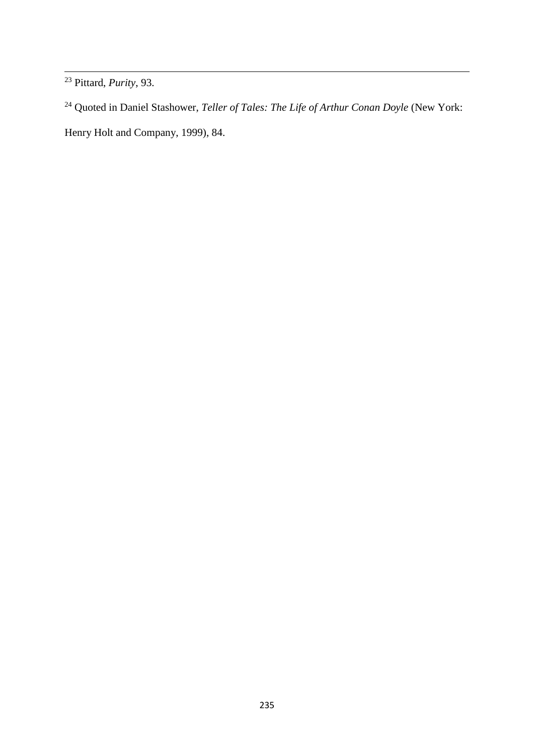[23] Pittard, *Purity*, 93.

[24] Quoted in Daniel Stashower, *Teller of Tales: The Life of Arthur Conan Doyle* (New York: Henry Holt and Company, 1999), 84.